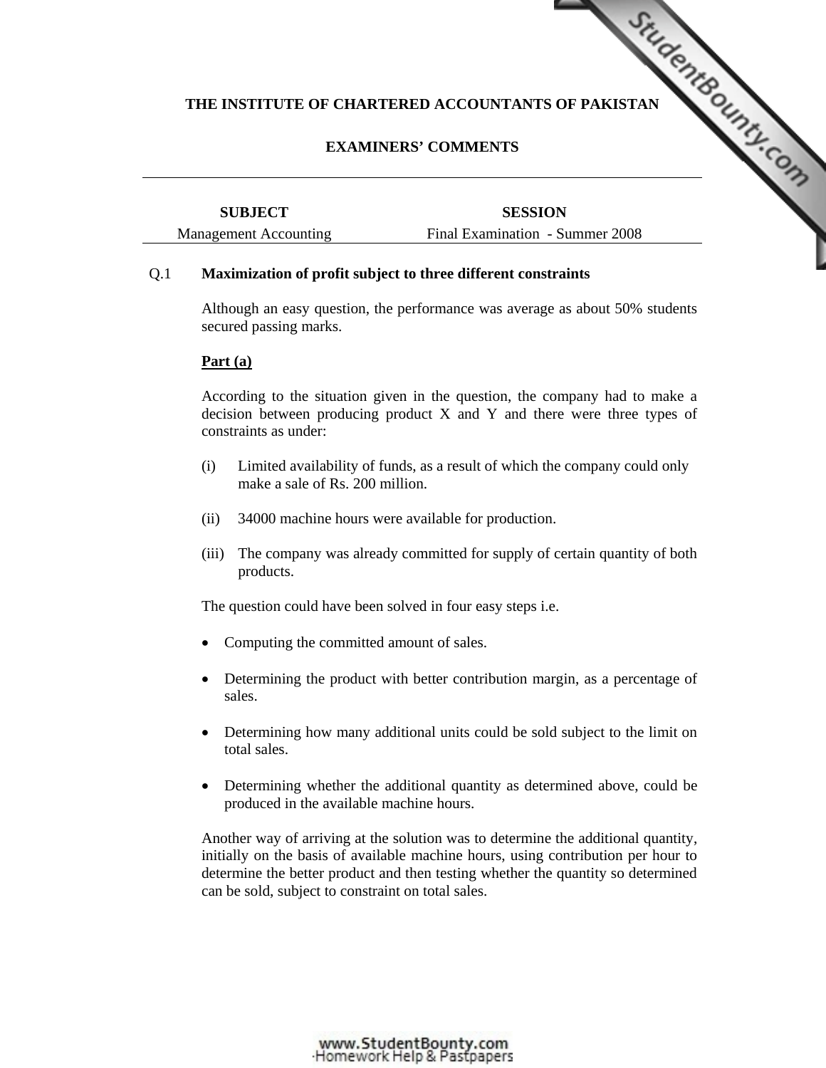**THE INSTITUTE OF CHARTERED ACCOUNTANTS OF PAKISTAN**

**EXAMINERS' COMMENTS**

| SUBJECT | SESSION |
|---|---|
| Management Accounting | Final Examination - Summer 2008 |

Q.1 **Maximization of profit subject to three different constraints**

Although an easy question, the performance was average as about 50% students secured passing marks.

**Part (a)**

According to the situation given in the question, the company had to make a decision between producing product X and Y and there were three types of constraints as under:

(i) Limited availability of funds, as a result of which the company could only make a sale of Rs. 200 million.

(ii) 34000 machine hours were available for production.

(iii) The company was already committed for supply of certain quantity of both products.

The question could have been solved in four easy steps i.e.

- Computing the committed amount of sales.
- Determining the product with better contribution margin, as a percentage of sales.
- Determining how many additional units could be sold subject to the limit on total sales.
- Determining whether the additional quantity as determined above, could be produced in the available machine hours.

Another way of arriving at the solution was to determine the additional quantity, initially on the basis of available machine hours, using contribution per hour to determine the better product and then testing whether the quantity so determined can be sold, subject to constraint on total sales.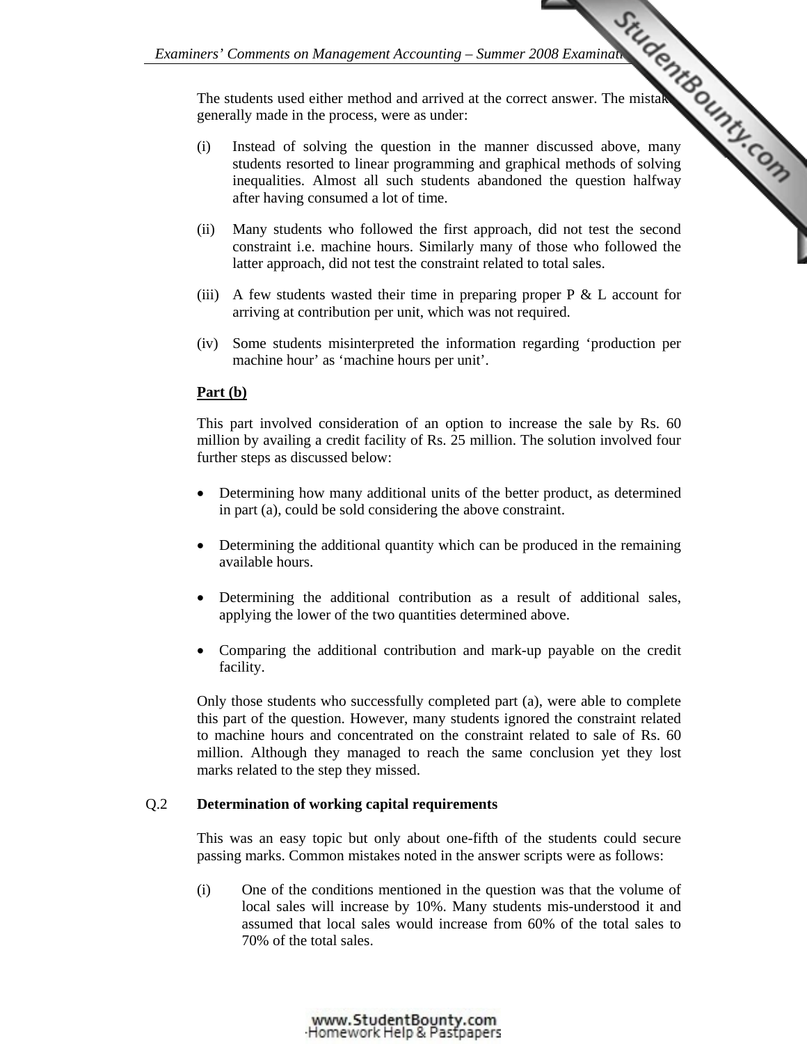The students used either method and arrived at the correct answer. The mistakes generally made in the process, were as under:

(i) Instead of solving the question in the manner discussed above, many students resorted to linear programming and graphical methods of solving inequalities. Almost all such students abandoned the question halfway after having consumed a lot of time.

(ii) Many students who followed the first approach, did not test the second constraint i.e. machine hours. Similarly many of those who followed the latter approach, did not test the constraint related to total sales.

(iii) A few students wasted their time in preparing proper P & L account for arriving at contribution per unit, which was not required.

(iv) Some students misinterpreted the information regarding 'production per machine hour' as 'machine hours per unit'.

**Part (b)**

This part involved consideration of an option to increase the sale by Rs. 60 million by availing a credit facility of Rs. 25 million. The solution involved four further steps as discussed below:

- Determining how many additional units of the better product, as determined in part (a), could be sold considering the above constraint.
- Determining the additional quantity which can be produced in the remaining available hours.
- Determining the additional contribution as a result of additional sales, applying the lower of the two quantities determined above.
- Comparing the additional contribution and mark-up payable on the credit facility.

Only those students who successfully completed part (a), were able to complete this part of the question. However, many students ignored the constraint related to machine hours and concentrated on the constraint related to sale of Rs. 60 million. Although they managed to reach the same conclusion yet they lost marks related to the step they missed.

Q.2 **Determination of working capital requirements**

This was an easy topic but only about one-fifth of the students could secure passing marks. Common mistakes noted in the answer scripts were as follows:

(i) One of the conditions mentioned in the question was that the volume of local sales will increase by 10%. Many students mis-understood it and assumed that local sales would increase from 60% of the total sales to 70% of the total sales.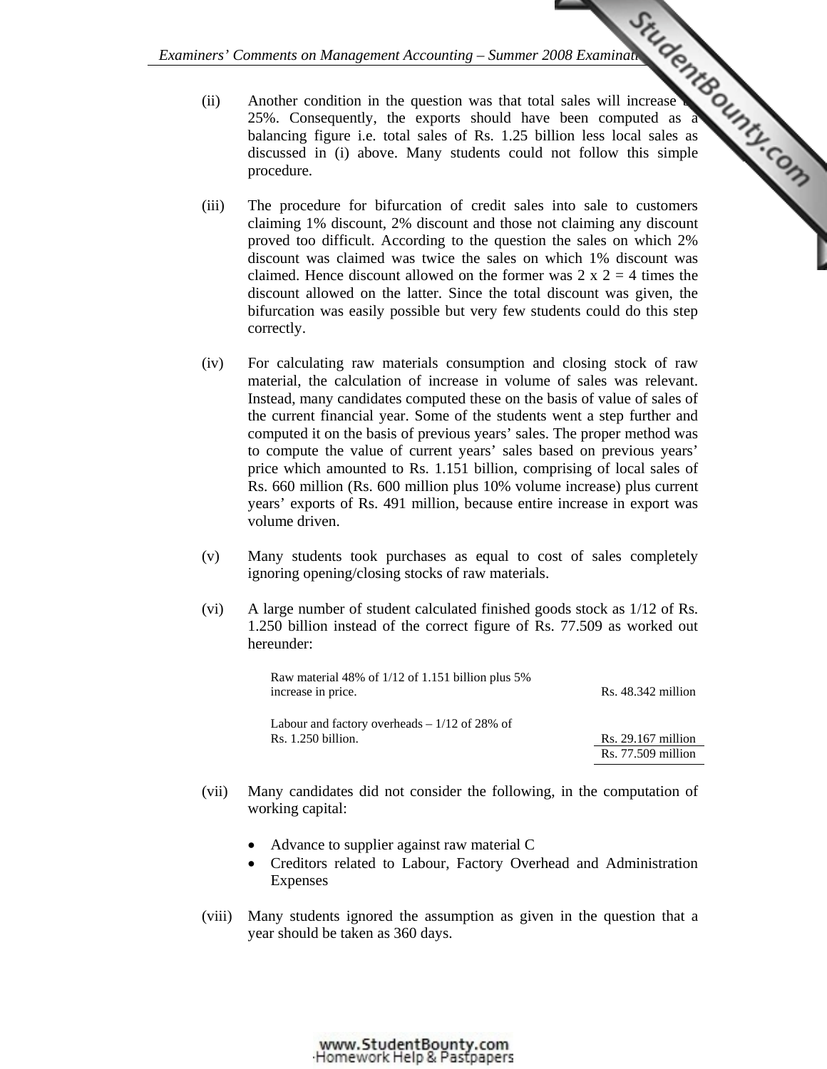(ii) Another condition in the question was that total sales will increase by 25%. Consequently, the exports should have been computed as a balancing figure i.e. total sales of Rs. 1.25 billion less local sales as discussed in (i) above. Many students could not follow this simple procedure.

(iii) The procedure for bifurcation of credit sales into sale to customers claiming 1% discount, 2% discount and those not claiming any discount proved too difficult. According to the question the sales on which 2% discount was claimed was twice the sales on which 1% discount was claimed. Hence discount allowed on the former was 2 x 2 = 4 times the discount allowed on the latter. Since the total discount was given, the bifurcation was easily possible but very few students could do this step correctly.

(iv) For calculating raw materials consumption and closing stock of raw material, the calculation of increase in volume of sales was relevant. Instead, many candidates computed these on the basis of value of sales of the current financial year. Some of the students went a step further and computed it on the basis of previous years' sales. The proper method was to compute the value of current years' sales based on previous years' price which amounted to Rs. 1.151 billion, comprising of local sales of Rs. 660 million (Rs. 600 million plus 10% volume increase) plus current years' exports of Rs. 491 million, because entire increase in export was volume driven.

(v) Many students took purchases as equal to cost of sales completely ignoring opening/closing stocks of raw materials.

(vi) A large number of student calculated finished goods stock as 1/12 of Rs. 1.250 billion instead of the correct figure of Rs. 77.509 as worked out hereunder:

| | |
|---|---|
| Raw material 48% of 1/12 of 1.151 billion plus 5% increase in price. | Rs. 48.342 million |
| Labour and factory overheads – 1/12 of 28% of Rs. 1.250 billion. | Rs. 29.167 million |
| | Rs. 77.509 million |

(vii) Many candidates did not consider the following, in the computation of working capital:

- Advance to supplier against raw material C
- Creditors related to Labour, Factory Overhead and Administration Expenses

(viii) Many students ignored the assumption as given in the question that a year should be taken as 360 days.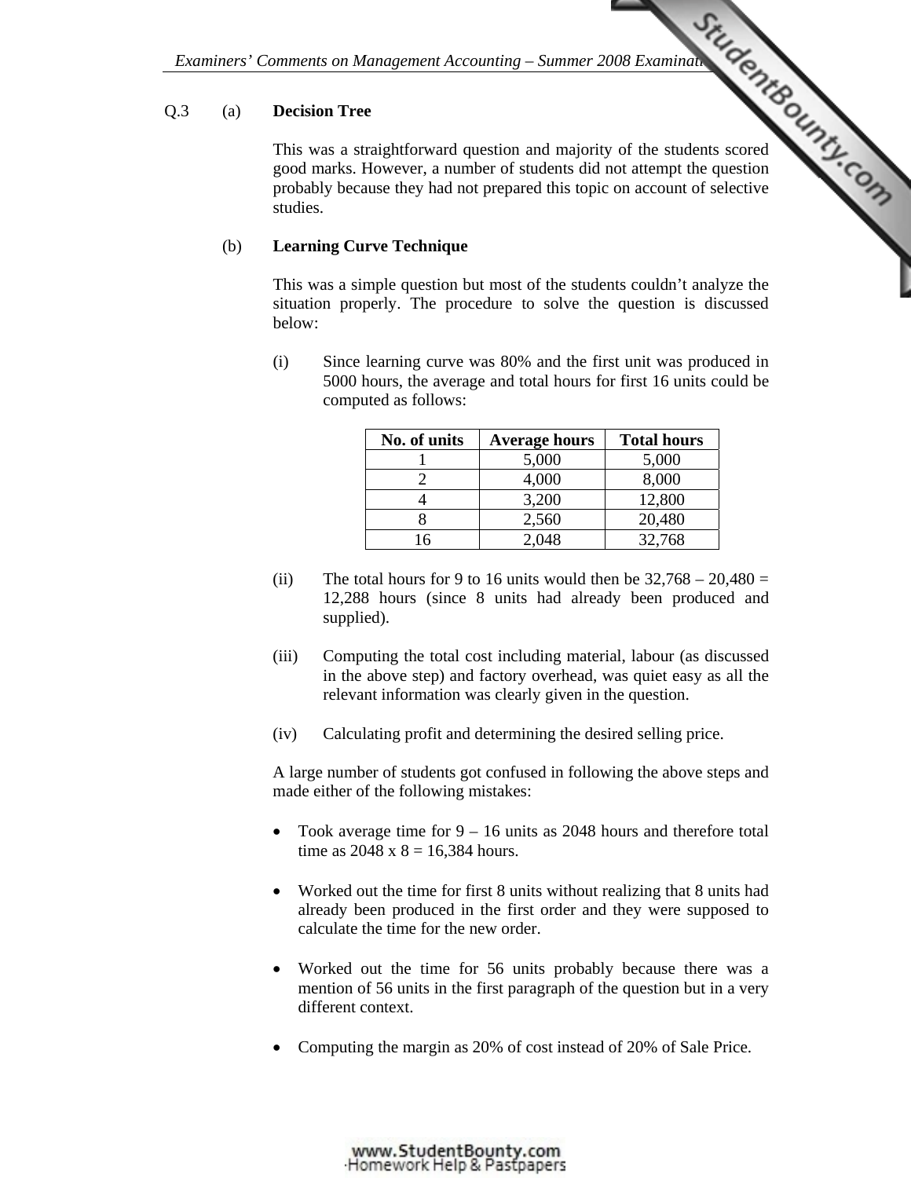Q.3 (a) **Decision Tree**

This was a straightforward question and majority of the students scored good marks. However, a number of students did not attempt the question probably because they had not prepared this topic on account of selective studies.

(b) **Learning Curve Technique**

This was a simple question but most of the students couldn't analyze the situation properly. The procedure to solve the question is discussed below:

(i) Since learning curve was 80% and the first unit was produced in 5000 hours, the average and total hours for first 16 units could be computed as follows:

| No. of units | Average hours | Total hours |
|---|---|---|
| 1 | 5,000 | 5,000 |
| 2 | 4,000 | 8,000 |
| 4 | 3,200 | 12,800 |
| 8 | 2,560 | 20,480 |
| 16 | 2,048 | 32,768 |

(ii) The total hours for 9 to 16 units would then be 32,768 – 20,480 = 12,288 hours (since 8 units had already been produced and supplied).

(iii) Computing the total cost including material, labour (as discussed in the above step) and factory overhead, was quiet easy as all the relevant information was clearly given in the question.

(iv) Calculating profit and determining the desired selling price.

A large number of students got confused in following the above steps and made either of the following mistakes:

- Took average time for 9 – 16 units as 2048 hours and therefore total time as 2048 x 8 = 16,384 hours.
- Worked out the time for first 8 units without realizing that 8 units had already been produced in the first order and they were supposed to calculate the time for the new order.
- Worked out the time for 56 units probably because there was a mention of 56 units in the first paragraph of the question but in a very different context.
- Computing the margin as 20% of cost instead of 20% of Sale Price.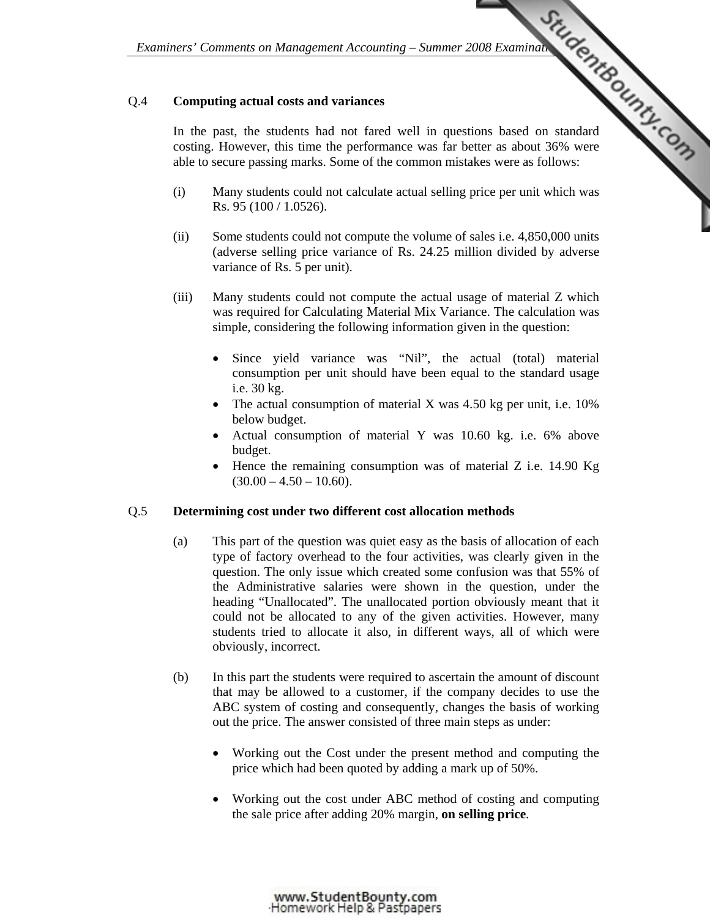### Q.4 Computing actual costs and variances

In the past, the students had not fared well in questions based on standard costing. However, this time the performance was far better as about 36% were able to secure passing marks. Some of the common mistakes were as follows:

(i) Many students could not calculate actual selling price per unit which was Rs. 95 (100 / 1.0526).

(ii) Some students could not compute the volume of sales i.e. 4,850,000 units (adverse selling price variance of Rs. 24.25 million divided by adverse variance of Rs. 5 per unit).

(iii) Many students could not compute the actual usage of material Z which was required for Calculating Material Mix Variance. The calculation was simple, considering the following information given in the question:

- Since yield variance was "Nil", the actual (total) material consumption per unit should have been equal to the standard usage i.e. 30 kg.
- The actual consumption of material X was 4.50 kg per unit, i.e. 10% below budget.
- Actual consumption of material Y was 10.60 kg. i.e. 6% above budget.
- Hence the remaining consumption was of material Z i.e. 14.90 Kg (30.00 – 4.50 – 10.60).

### Q.5 Determining cost under two different cost allocation methods

(a) This part of the question was quiet easy as the basis of allocation of each type of factory overhead to the four activities, was clearly given in the question. The only issue which created some confusion was that 55% of the Administrative salaries were shown in the question, under the heading "Unallocated". The unallocated portion obviously meant that it could not be allocated to any of the given activities. However, many students tried to allocate it also, in different ways, all of which were obviously, incorrect.

(b) In this part the students were required to ascertain the amount of discount that may be allowed to a customer, if the company decides to use the ABC system of costing and consequently, changes the basis of working out the price. The answer consisted of three main steps as under:

- Working out the Cost under the present method and computing the price which had been quoted by adding a mark up of 50%.

- Working out the cost under ABC method of costing and computing the sale price after adding 20% margin, **on selling price**.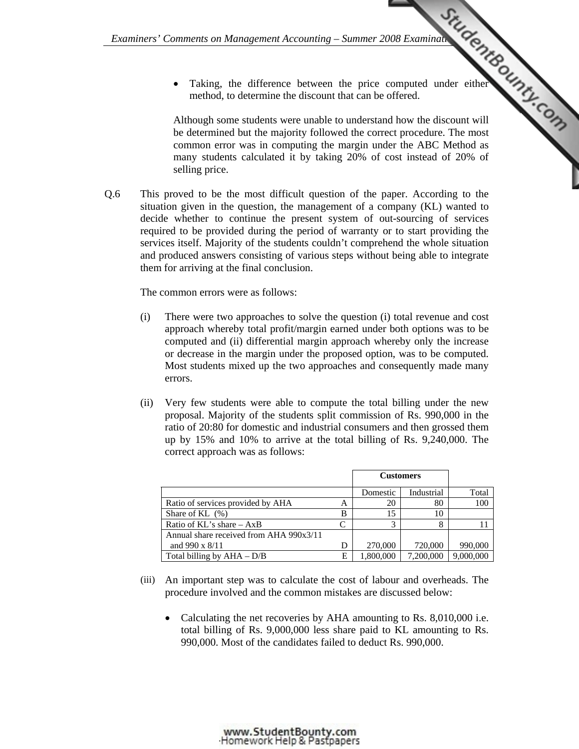- Taking, the difference between the price computed under either method, to determine the discount that can be offered.

Although some students were unable to understand how the discount will be determined but the majority followed the correct procedure. The most common error was in computing the margin under the ABC Method as many students calculated it by taking 20% of cost instead of 20% of selling price.

Q.6 This proved to be the most difficult question of the paper. According to the situation given in the question, the management of a company (KL) wanted to decide whether to continue the present system of out-sourcing of services required to be provided during the period of warranty or to start providing the services itself. Majority of the students couldn't comprehend the whole situation and produced answers consisting of various steps without being able to integrate them for arriving at the final conclusion.

The common errors were as follows:

(i) There were two approaches to solve the question (i) total revenue and cost approach whereby total profit/margin earned under both options was to be computed and (ii) differential margin approach whereby only the increase or decrease in the margin under the proposed option, was to be computed. Most students mixed up the two approaches and consequently made many errors.

(ii) Very few students were able to compute the total billing under the new proposal. Majority of the students split commission of Rs. 990,000 in the ratio of 20:80 for domestic and industrial consumers and then grossed them up by 15% and 10% to arrive at the total billing of Rs. 9,240,000. The correct approach was as follows:

| | | Customers | | |
|---|---|---|---|---|
| | | Domestic | Industrial | Total |
| Ratio of services provided by AHA | A | 20 | 80 | 100 |
| Share of KL (%) | B | 15 | 10 | |
| Ratio of KL's share – AxB | C | 3 | 8 | 11 |
| Annual share received from AHA 990x3/11 and 990 x 8/11 | D | 270,000 | 720,000 | 990,000 |
| Total billing by AHA – D/B | E | 1,800,000 | 7,200,000 | 9,000,000 |

(iii) An important step was to calculate the cost of labour and overheads. The procedure involved and the common mistakes are discussed below:

- Calculating the net recoveries by AHA amounting to Rs. 8,010,000 i.e. total billing of Rs. 9,000,000 less share paid to KL amounting to Rs. 990,000. Most of the candidates failed to deduct Rs. 990,000.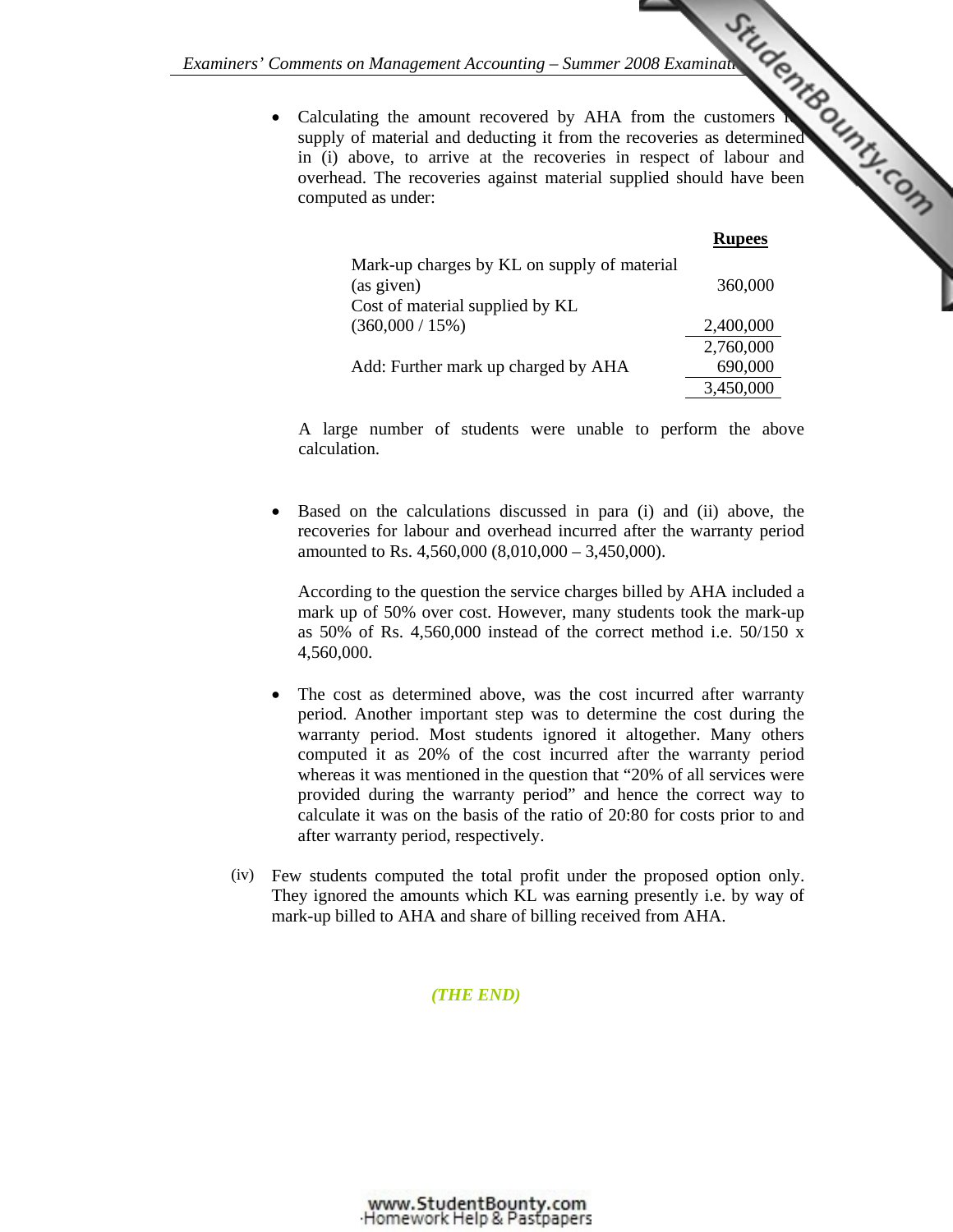- Calculating the amount recovered by AHA from the customers for supply of material and deducting it from the recoveries as determined in (i) above, to arrive at the recoveries in respect of labour and overhead. The recoveries against material supplied should have been computed as under:

| | Rupees |
|---|---|
| Mark-up charges by KL on supply of material (as given) | 360,000 |
| Cost of material supplied by KL (360,000 / 15%) | 2,400,000 |
| | 2,760,000 |
| Add: Further mark up charged by AHA | 690,000 |
| | 3,450,000 |

  A large number of students were unable to perform the above calculation.

- Based on the calculations discussed in para (i) and (ii) above, the recoveries for labour and overhead incurred after the warranty period amounted to Rs. 4,560,000 (8,010,000 – 3,450,000).

  According to the question the service charges billed by AHA included a mark up of 50% over cost. However, many students took the mark-up as 50% of Rs. 4,560,000 instead of the correct method i.e. 50/150 x 4,560,000.

- The cost as determined above, was the cost incurred after warranty period. Another important step was to determine the cost during the warranty period. Most students ignored it altogether. Many others computed it as 20% of the cost incurred after the warranty period whereas it was mentioned in the question that "20% of all services were provided during the warranty period" and hence the correct way to calculate it was on the basis of the ratio of 20:80 for costs prior to and after warranty period, respectively.

(iv) Few students computed the total profit under the proposed option only. They ignored the amounts which KL was earning presently i.e. by way of mark-up billed to AHA and share of billing received from AHA.

*(THE END)*